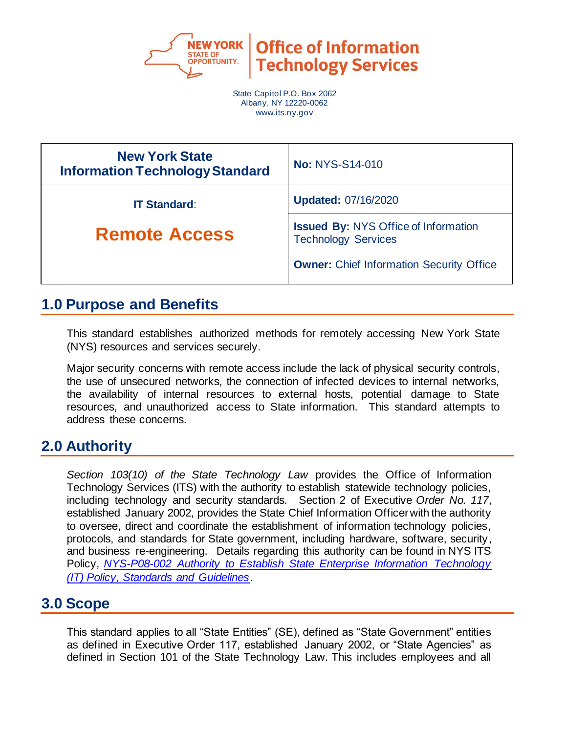New York State Office of Information Technology Services

State Capitol P.O. Box 2062
Albany, NY 12220-0062
www.its.ny.gov

| New York State Information Technology Standard | No: NYS-S14-010 |
| --- | --- |
| IT Standard: **Remote Access** | Updated: 07/16/2020 |
| | Issued By: NYS Office of Information Technology Services<br><br>Owner: Chief Information Security Office |

## 1.0 Purpose and Benefits

This standard establishes authorized methods for remotely accessing New York State (NYS) resources and services securely.

Major security concerns with remote access include the lack of physical security controls, the use of unsecured networks, the connection of infected devices to internal networks, the availability of internal resources to external hosts, potential damage to State resources, and unauthorized access to State information. This standard attempts to address these concerns.

## 2.0 Authority

*Section 103(10) of the State Technology Law* provides the Office of Information Technology Services (ITS) with the authority to establish statewide technology policies, including technology and security standards. Section 2 of Executive *Order No. 117*, established January 2002, provides the State Chief Information Officer with the authority to oversee, direct and coordinate the establishment of information technology policies, protocols, and standards for State government, including hardware, software, security, and business re-engineering. Details regarding this authority can be found in NYS ITS Policy, *NYS-P08-002 Authority to Establish State Enterprise Information Technology (IT) Policy, Standards and Guidelines*.

## 3.0 Scope

This standard applies to all "State Entities" (SE), defined as "State Government" entities as defined in Executive Order 117, established January 2002, or "State Agencies" as defined in Section 101 of the State Technology Law. This includes employees and all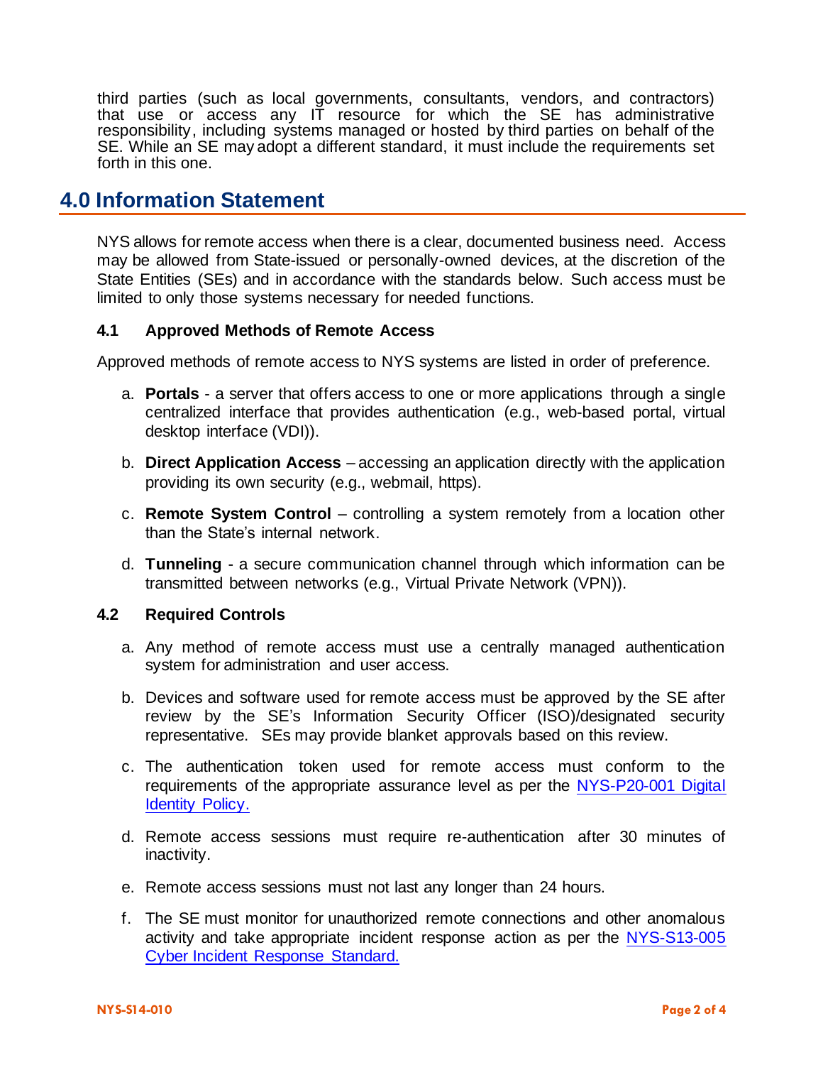third parties (such as local governments, consultants, vendors, and contractors) that use or access any IT resource for which the SE has administrative responsibility, including systems managed or hosted by third parties on behalf of the SE. While an SE may adopt a different standard, it must include the requirements set forth in this one.

## 4.0 Information Statement

NYS allows for remote access when there is a clear, documented business need. Access may be allowed from State-issued or personally-owned devices, at the discretion of the State Entities (SEs) and in accordance with the standards below. Such access must be limited to only those systems necessary for needed functions.

### 4.1 Approved Methods of Remote Access

Approved methods of remote access to NYS systems are listed in order of preference.

a. **Portals** - a server that offers access to one or more applications through a single centralized interface that provides authentication (e.g., web-based portal, virtual desktop interface (VDI)).

b. **Direct Application Access** – accessing an application directly with the application providing its own security (e.g., webmail, https).

c. **Remote System Control** – controlling a system remotely from a location other than the State's internal network.

d. **Tunneling** - a secure communication channel through which information can be transmitted between networks (e.g., Virtual Private Network (VPN)).

### 4.2 Required Controls

a. Any method of remote access must use a centrally managed authentication system for administration and user access.

b. Devices and software used for remote access must be approved by the SE after review by the SE's Information Security Officer (ISO)/designated security representative. SEs may provide blanket approvals based on this review.

c. The authentication token used for remote access must conform to the requirements of the appropriate assurance level as per the NYS-P20-001 Digital Identity Policy.

d. Remote access sessions must require re-authentication after 30 minutes of inactivity.

e. Remote access sessions must not last any longer than 24 hours.

f. The SE must monitor for unauthorized remote connections and other anomalous activity and take appropriate incident response action as per the NYS-S13-005 Cyber Incident Response Standard.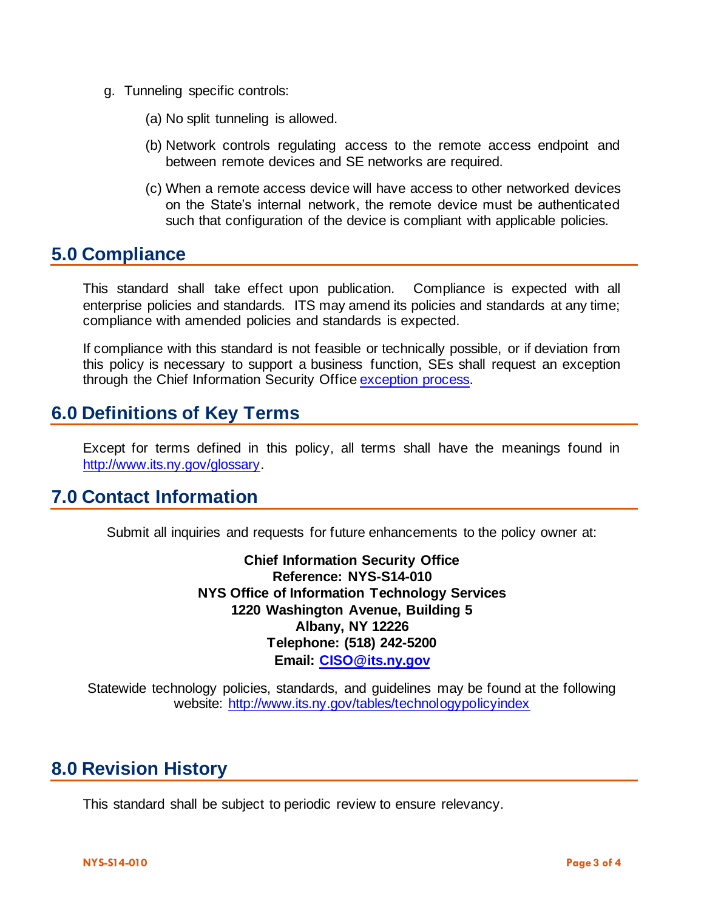g. Tunneling specific controls:

   (a) No split tunneling is allowed.

   (b) Network controls regulating access to the remote access endpoint and between remote devices and SE networks are required.

   (c) When a remote access device will have access to other networked devices on the State's internal network, the remote device must be authenticated such that configuration of the device is compliant with applicable policies.

## 5.0 Compliance

This standard shall take effect upon publication. Compliance is expected with all enterprise policies and standards. ITS may amend its policies and standards at any time; compliance with amended policies and standards is expected.

If compliance with this standard is not feasible or technically possible, or if deviation from this policy is necessary to support a business function, SEs shall request an exception through the Chief Information Security Office [exception process](exception process).

## 6.0 Definitions of Key Terms

Except for terms defined in this policy, all terms shall have the meanings found in http://www.its.ny.gov/glossary.

## 7.0 Contact Information

Submit all inquiries and requests for future enhancements to the policy owner at:

**Chief Information Security Office**
**Reference: NYS-S14-010**
**NYS Office of Information Technology Services**
**1220 Washington Avenue, Building 5**
**Albany, NY 12226**
**Telephone: (518) 242-5200**
**Email: CISO@its.ny.gov**

Statewide technology policies, standards, and guidelines may be found at the following website: http://www.its.ny.gov/tables/technologypolicyindex

## 8.0 Revision History

This standard shall be subject to periodic review to ensure relevancy.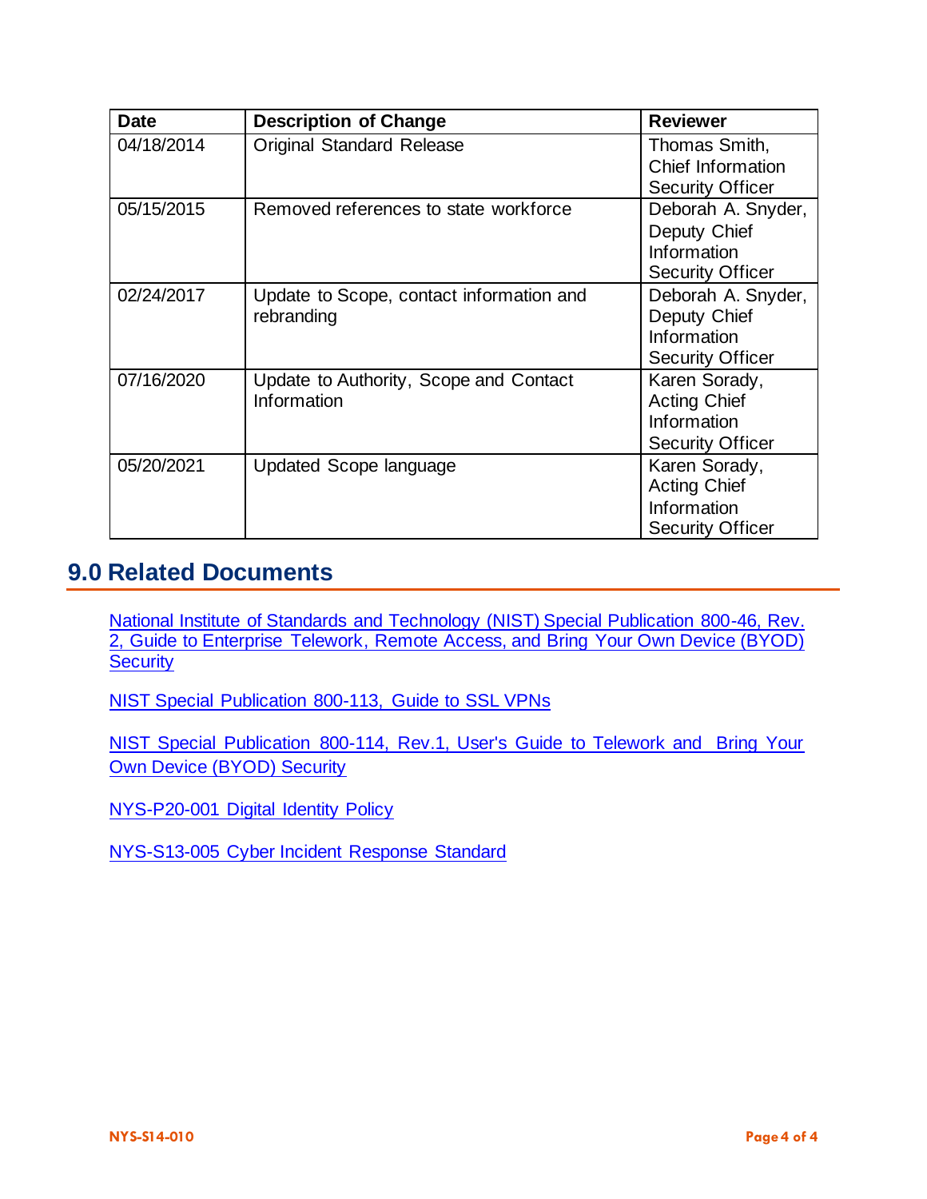| Date | Description of Change | Reviewer |
|---|---|---|
| 04/18/2014 | Original Standard Release | Thomas Smith, Chief Information Security Officer |
| 05/15/2015 | Removed references to state workforce | Deborah A. Snyder, Deputy Chief Information Security Officer |
| 02/24/2017 | Update to Scope, contact information and rebranding | Deborah A. Snyder, Deputy Chief Information Security Officer |
| 07/16/2020 | Update to Authority, Scope and Contact Information | Karen Sorady, Acting Chief Information Security Officer |
| 05/20/2021 | Updated Scope language | Karen Sorady, Acting Chief Information Security Officer |

## 9.0 Related Documents

National Institute of Standards and Technology (NIST) Special Publication 800-46, Rev. 2, Guide to Enterprise Telework, Remote Access, and Bring Your Own Device (BYOD) Security

NIST Special Publication 800-113, Guide to SSL VPNs

NIST Special Publication 800-114, Rev.1, User's Guide to Telework and Bring Your Own Device (BYOD) Security

NYS-P20-001 Digital Identity Policy

NYS-S13-005 Cyber Incident Response Standard